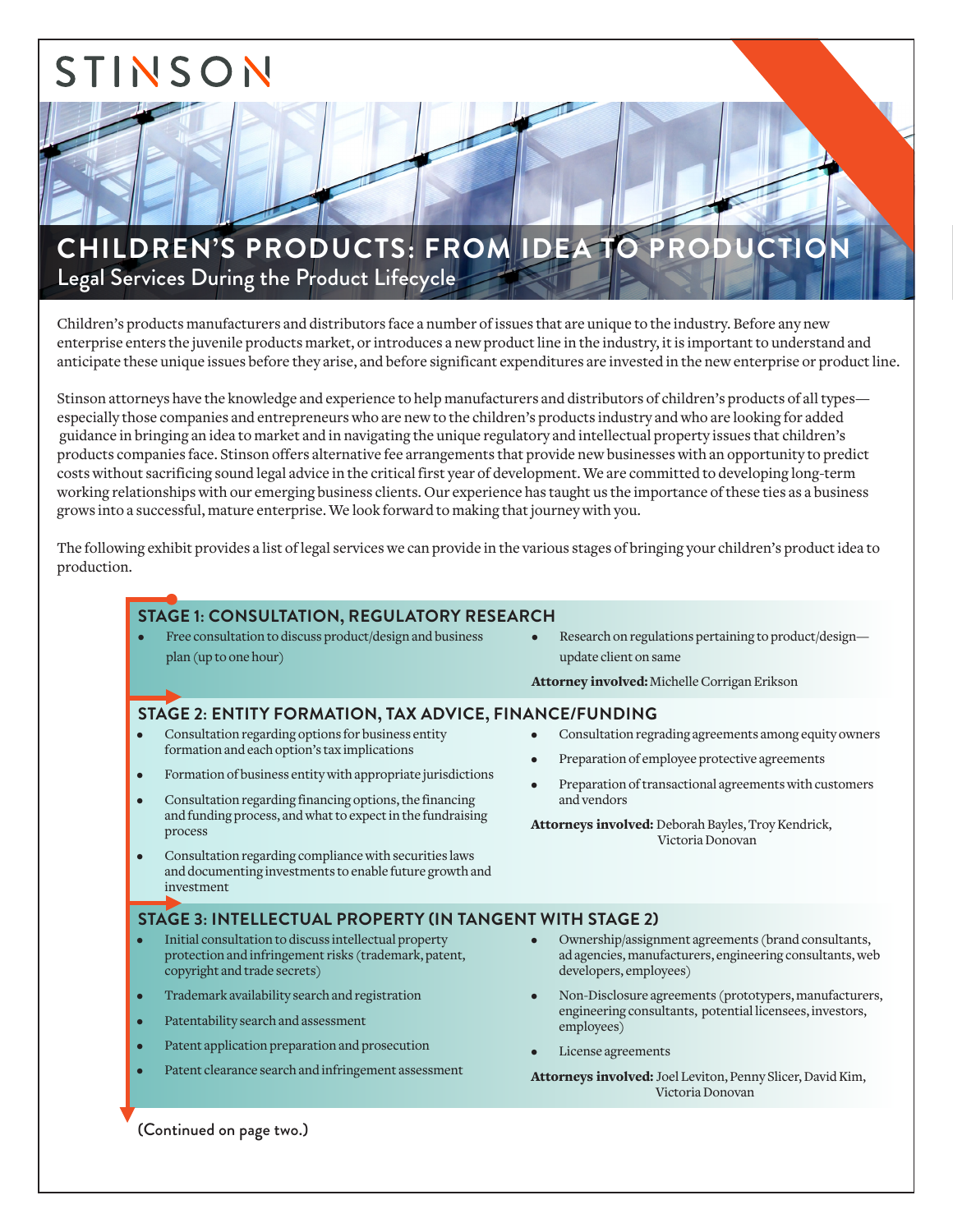STINSON

# CHILDREN'S PRODUCTS: FROM IDEA TO PRODUCTION

## Legal Services During the Product Lifecycle

Children's products manufacturers and distributors face a number of issues that are unique to the industry. Before any new enterprise enters the juvenile products market, or introduces a new product line in the industry, it is important to understand and anticipate these unique issues before they arise, and before significant expenditures are invested in the new enterprise or product line.

Stinson attorneys have the knowledge and experience to help manufacturers and distributors of children's products of all types—especially those companies and entrepreneurs who are new to the children's products industry and who are looking for added guidance in bringing an idea to market and in navigating the unique regulatory and intellectual property issues that children's products companies face. Stinson offers alternative fee arrangements that provide new businesses with an opportunity to predict costs without sacrificing sound legal advice in the critical first year of development. We are committed to developing long-term working relationships with our emerging business clients. Our experience has taught us the importance of these ties as a business grows into a successful, mature enterprise. We look forward to making that journey with you.

The following exhibit provides a list of legal services we can provide in the various stages of bringing your children's product idea to production.

### STAGE 1: CONSULTATION, REGULATORY RESEARCH

- Free consultation to discuss product/design and business plan (up to one hour)
- Research on regulations pertaining to product/design—update client on same

**Attorney involved:** Michelle Corrigan Erikson

### STAGE 2: ENTITY FORMATION, TAX ADVICE, FINANCE/FUNDING

- Consultation regarding options for business entity formation and each option's tax implications
- Formation of business entity with appropriate jurisdictions
- Consultation regarding financing options, the financing and funding process, and what to expect in the fundraising process
- Consultation regarding compliance with securities laws and documenting investments to enable future growth and investment
- Consultation regrading agreements among equity owners
- Preparation of employee protective agreements
- Preparation of transactional agreements with customers and vendors

**Attorneys involved:** Deborah Bayles, Troy Kendrick, Victoria Donovan

### STAGE 3: INTELLECTUAL PROPERTY (IN TANGENT WITH STAGE 2)

- Initial consultation to discuss intellectual property protection and infringement risks (trademark, patent, copyright and trade secrets)
- Trademark availability search and registration
- Patentability search and assessment
- Patent application preparation and prosecution
- Patent clearance search and infringement assessment
- Ownership/assignment agreements (brand consultants, ad agencies, manufacturers, engineering consultants, web developers, employees)
- Non-Disclosure agreements (prototypers, manufacturers, engineering consultants, potential licensees, investors, employees)
- License agreements

**Attorneys involved:** Joel Leviton, Penny Slicer, David Kim, Victoria Donovan

(Continued on page two.)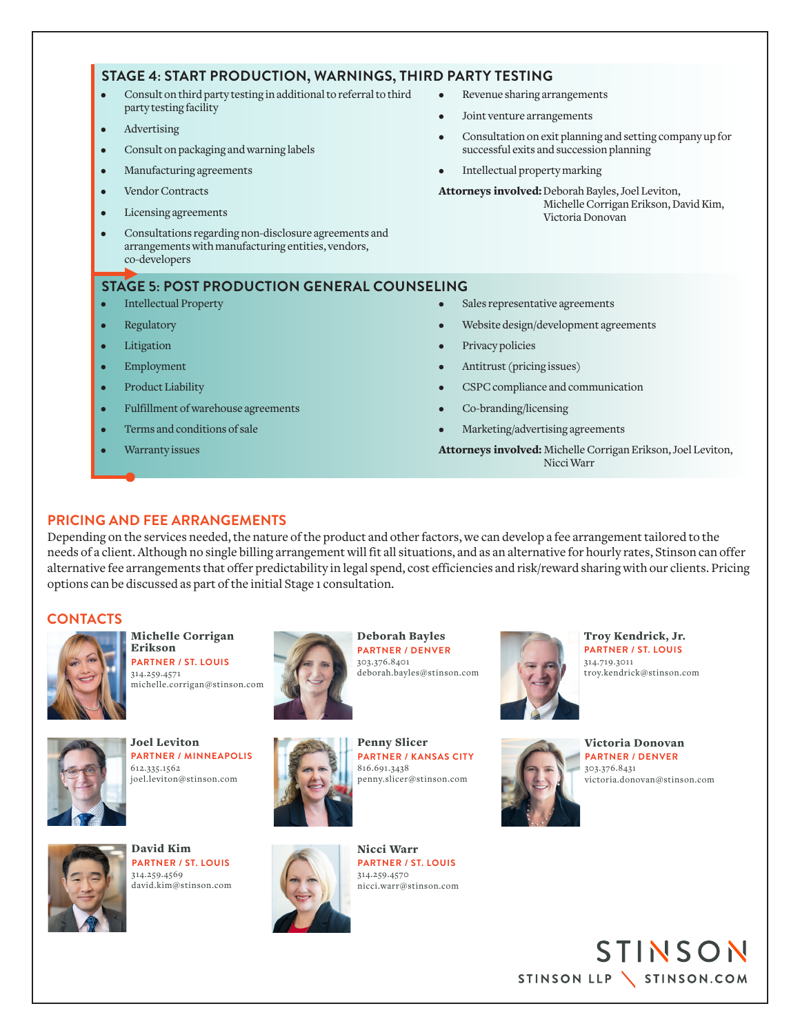## STAGE 4: START PRODUCTION, WARNINGS, THIRD PARTY TESTING

- Consult on third party testing in additional to referral to third party testing facility
- Advertising
- Consult on packaging and warning labels
- Manufacturing agreements
- Vendor Contracts
- Licensing agreements
- Consultations regarding non-disclosure agreements and arrangements with manufacturing entities, vendors, co-developers
- Revenue sharing arrangements
- Joint venture arrangements
- Consultation on exit planning and setting company up for successful exits and succession planning
- Intellectual property marking

**Attorneys involved:** Deborah Bayles, Joel Leviton, Michelle Corrigan Erikson, David Kim, Victoria Donovan

## STAGE 5: POST PRODUCTION GENERAL COUNSELING

- Intellectual Property
- Regulatory
- Litigation
- Employment
- Product Liability
- Fulfillment of warehouse agreements
- Terms and conditions of sale
- Warranty issues
- Sales representative agreements
- Website design/development agreements
- Privacy policies
- Antitrust (pricing issues)
- CSPC compliance and communication
- Co-branding/licensing
- Marketing/advertising agreements

**Attorneys involved:** Michelle Corrigan Erikson, Joel Leviton, Nicci Warr

## PRICING AND FEE ARRANGEMENTS

Depending on the services needed, the nature of the product and other factors, we can develop a fee arrangement tailored to the needs of a client. Although no single billing arrangement will fit all situations, and as an alternative for hourly rates, Stinson can offer alternative fee arrangements that offer predictability in legal spend, cost efficiencies and risk/reward sharing with our clients. Pricing options can be discussed as part of the initial Stage 1 consultation.

## CONTACTS

**Michelle Corrigan Erikson**
PARTNER / ST. LOUIS
314.259.4571
michelle.corrigan@stinson.com

**Deborah Bayles**
PARTNER / DENVER
303.376.8401
deborah.bayles@stinson.com

**Troy Kendrick, Jr.**
PARTNER / ST. LOUIS
314.719.3011
troy.kendrick@stinson.com

**Joel Leviton**
PARTNER / MINNEAPOLIS
612.335.1562
joel.leviton@stinson.com

**Penny Slicer**
PARTNER / KANSAS CITY
816.691.3438
penny.slicer@stinson.com

**Victoria Donovan**
PARTNER / DENVER
303.376.8431
victoria.donovan@stinson.com

**David Kim**
PARTNER / ST. LOUIS
314.259.4569
david.kim@stinson.com

**Nicci Warr**
PARTNER / ST. LOUIS
314.259.4570
nicci.warr@stinson.com

STINSON
STINSON LLP STINSON.COM